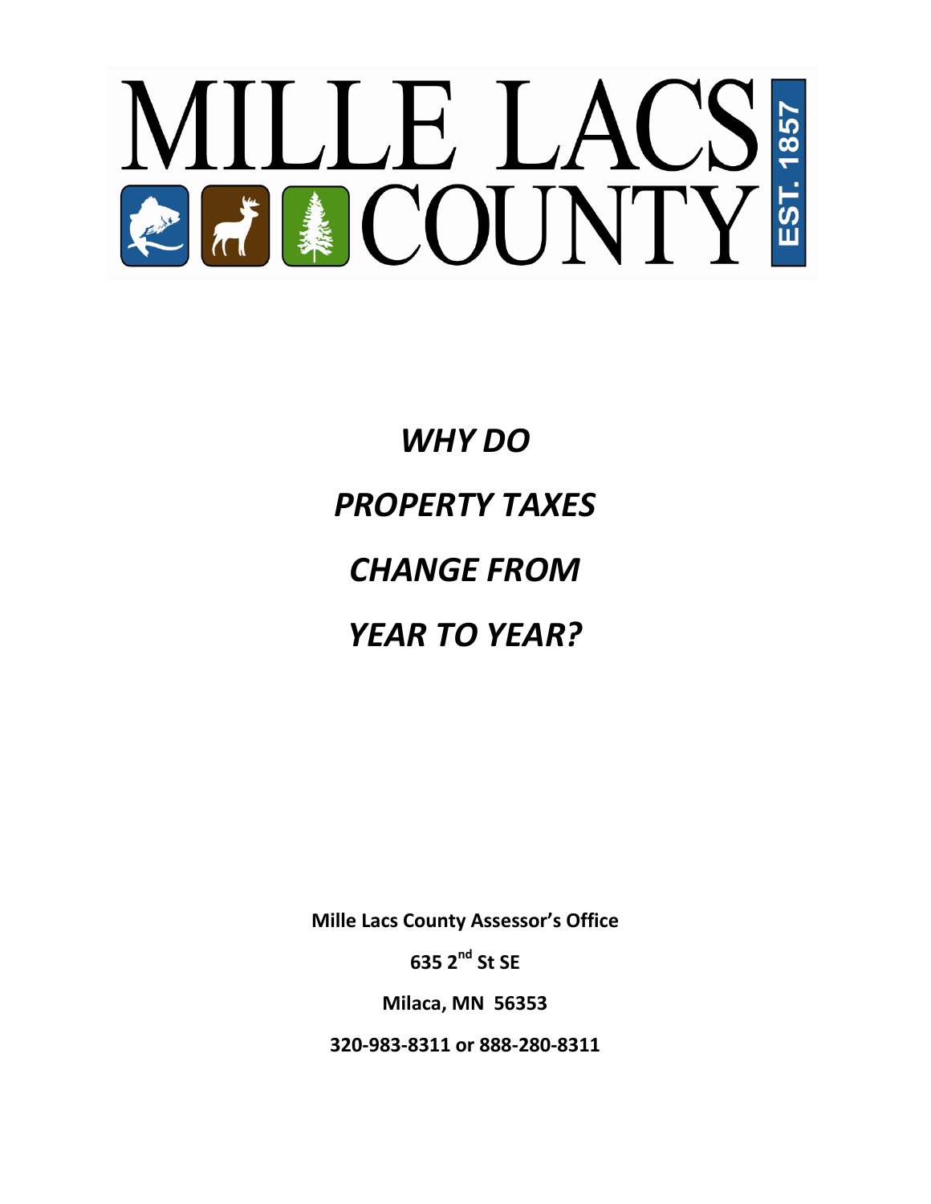# MILLE LACS COUNTY

EST. 1857

# *WHY DO PROPERTY TAXES CHANGE FROM YEAR TO YEAR?*

**Mille Lacs County Assessor's Office**

**635 2nd St SE**

**Milaca, MN 56353**

**320-983-8311 or 888-280-8311**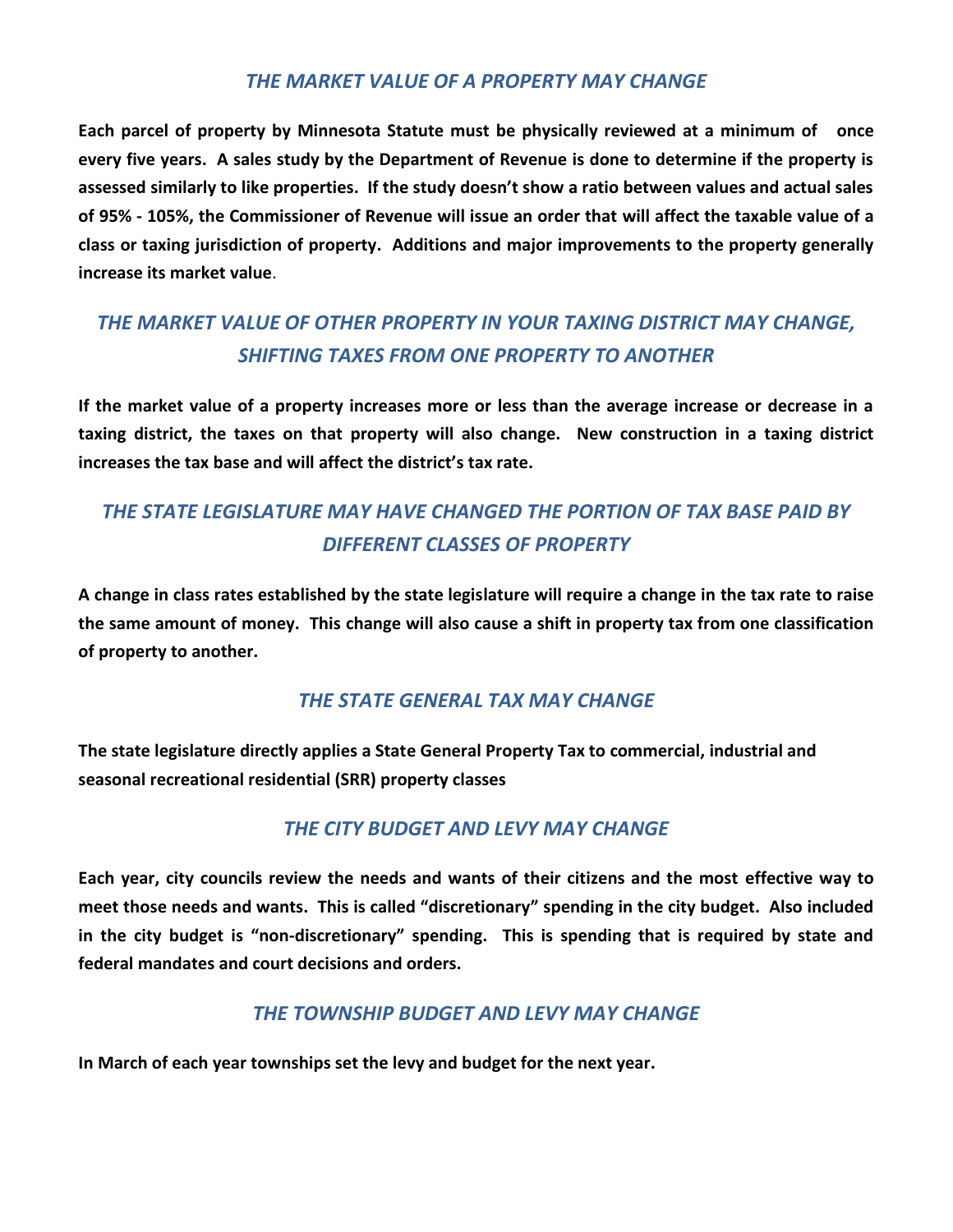## *THE MARKET VALUE OF A PROPERTY MAY CHANGE*

**Each parcel of property by Minnesota Statute must be physically reviewed at a minimum of once every five years. A sales study by the Department of Revenue is done to determine if the property is assessed similarly to like properties. If the study doesn't show a ratio between values and actual sales of 95% - 105%, the Commissioner of Revenue will issue an order that will affect the taxable value of a class or taxing jurisdiction of property. Additions and major improvements to the property generally increase its market value**.

## *THE MARKET VALUE OF OTHER PROPERTY IN YOUR TAXING DISTRICT MAY CHANGE, SHIFTING TAXES FROM ONE PROPERTY TO ANOTHER*

**If the market value of a property increases more or less than the average increase or decrease in a taxing district, the taxes on that property will also change. New construction in a taxing district increases the tax base and will affect the district's tax rate.**

## *THE STATE LEGISLATURE MAY HAVE CHANGED THE PORTION OF TAX BASE PAID BY DIFFERENT CLASSES OF PROPERTY*

**A change in class rates established by the state legislature will require a change in the tax rate to raise the same amount of money. This change will also cause a shift in property tax from one classification of property to another.**

## *THE STATE GENERAL TAX MAY CHANGE*

**The state legislature directly applies a State General Property Tax to commercial, industrial and seasonal recreational residential (SRR) property classes**

## *THE CITY BUDGET AND LEVY MAY CHANGE*

**Each year, city councils review the needs and wants of their citizens and the most effective way to meet those needs and wants. This is called "discretionary" spending in the city budget. Also included in the city budget is "non-discretionary" spending. This is spending that is required by state and federal mandates and court decisions and orders.**

## *THE TOWNSHIP BUDGET AND LEVY MAY CHANGE*

**In March of each year townships set the levy and budget for the next year.**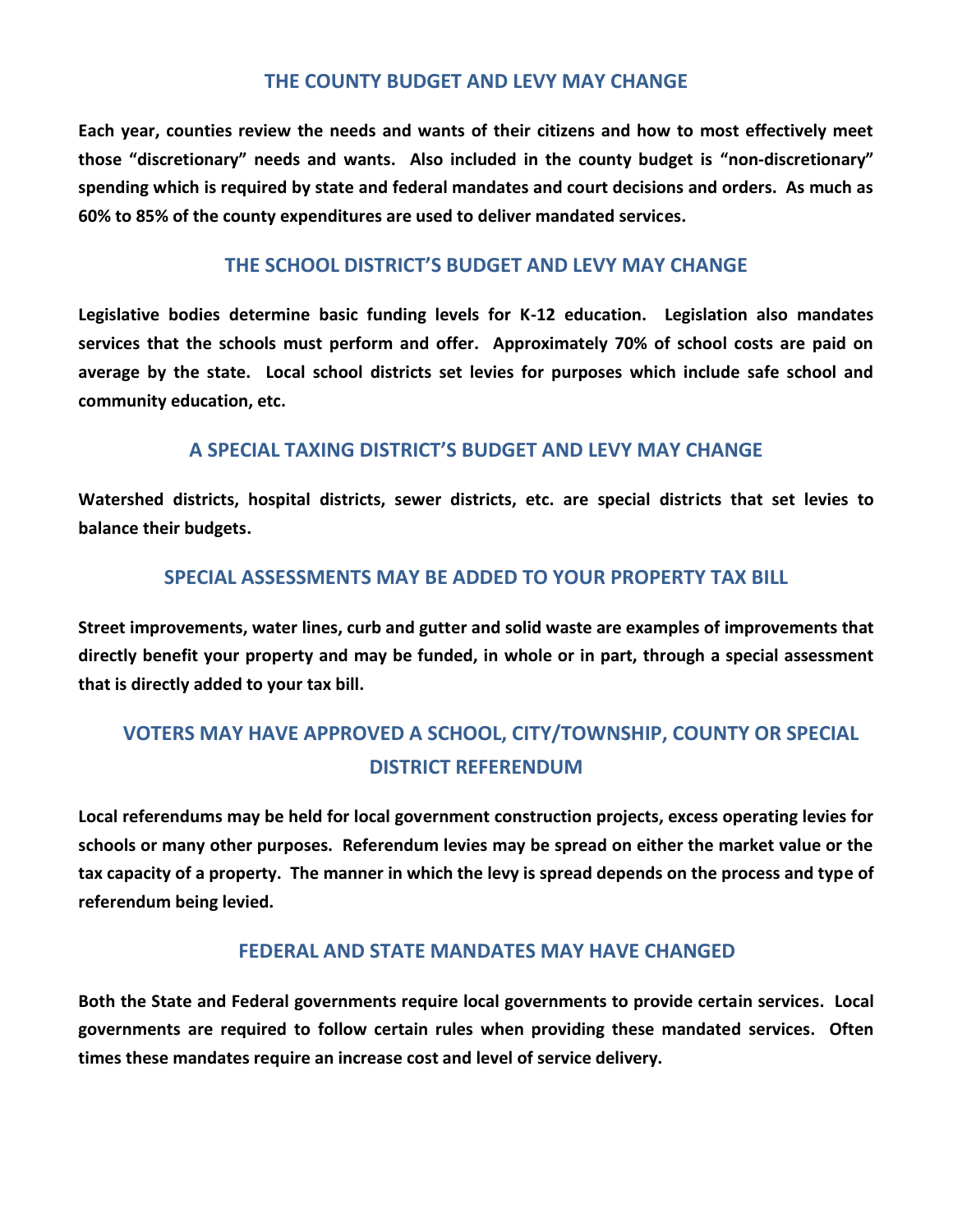## THE COUNTY BUDGET AND LEVY MAY CHANGE

**Each year, counties review the needs and wants of their citizens and how to most effectively meet those "discretionary" needs and wants. Also included in the county budget is "non-discretionary" spending which is required by state and federal mandates and court decisions and orders. As much as 60% to 85% of the county expenditures are used to deliver mandated services.**

## THE SCHOOL DISTRICT'S BUDGET AND LEVY MAY CHANGE

**Legislative bodies determine basic funding levels for K-12 education. Legislation also mandates services that the schools must perform and offer. Approximately 70% of school costs are paid on average by the state. Local school districts set levies for purposes which include safe school and community education, etc.**

## A SPECIAL TAXING DISTRICT'S BUDGET AND LEVY MAY CHANGE

**Watershed districts, hospital districts, sewer districts, etc. are special districts that set levies to balance their budgets.**

## SPECIAL ASSESSMENTS MAY BE ADDED TO YOUR PROPERTY TAX BILL

**Street improvements, water lines, curb and gutter and solid waste are examples of improvements that directly benefit your property and may be funded, in whole or in part, through a special assessment that is directly added to your tax bill.**

## VOTERS MAY HAVE APPROVED A SCHOOL, CITY/TOWNSHIP, COUNTY OR SPECIAL DISTRICT REFERENDUM

**Local referendums may be held for local government construction projects, excess operating levies for schools or many other purposes. Referendum levies may be spread on either the market value or the tax capacity of a property. The manner in which the levy is spread depends on the process and type of referendum being levied.**

## FEDERAL AND STATE MANDATES MAY HAVE CHANGED

**Both the State and Federal governments require local governments to provide certain services. Local governments are required to follow certain rules when providing these mandated services. Often times these mandates require an increase cost and level of service delivery.**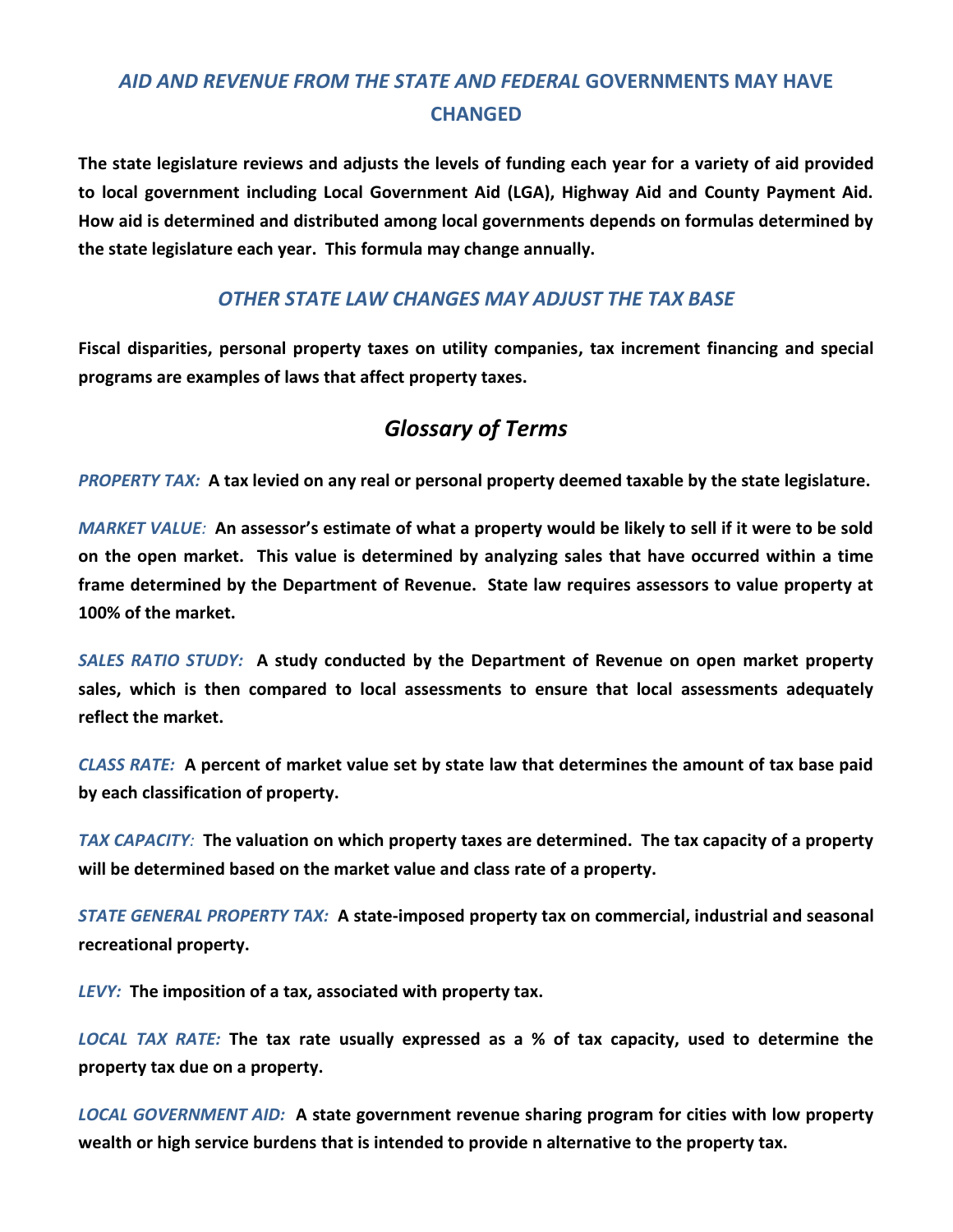## *AID AND REVENUE FROM THE STATE AND FEDERAL* GOVERNMENTS MAY HAVE CHANGED

**The state legislature reviews and adjusts the levels of funding each year for a variety of aid provided to local government including Local Government Aid (LGA), Highway Aid and County Payment Aid. How aid is determined and distributed among local governments depends on formulas determined by the state legislature each year. This formula may change annually.**

### *OTHER STATE LAW CHANGES MAY ADJUST THE TAX BASE*

**Fiscal disparities, personal property taxes on utility companies, tax increment financing and special programs are examples of laws that affect property taxes.**

## *Glossary of Terms*

*PROPERTY TAX:* **A tax levied on any real or personal property deemed taxable by the state legislature.**

*MARKET VALUE:* **An assessor's estimate of what a property would be likely to sell if it were to be sold on the open market. This value is determined by analyzing sales that have occurred within a time frame determined by the Department of Revenue. State law requires assessors to value property at 100% of the market.**

*SALES RATIO STUDY:* **A study conducted by the Department of Revenue on open market property sales, which is then compared to local assessments to ensure that local assessments adequately reflect the market.**

*CLASS RATE:* **A percent of market value set by state law that determines the amount of tax base paid by each classification of property.**

*TAX CAPACITY:* **The valuation on which property taxes are determined. The tax capacity of a property will be determined based on the market value and class rate of a property.**

*STATE GENERAL PROPERTY TAX:* **A state-imposed property tax on commercial, industrial and seasonal recreational property.**

*LEVY:* **The imposition of a tax, associated with property tax.**

*LOCAL TAX RATE:* **The tax rate usually expressed as a % of tax capacity, used to determine the property tax due on a property.**

*LOCAL GOVERNMENT AID:* **A state government revenue sharing program for cities with low property wealth or high service burdens that is intended to provide n alternative to the property tax.**